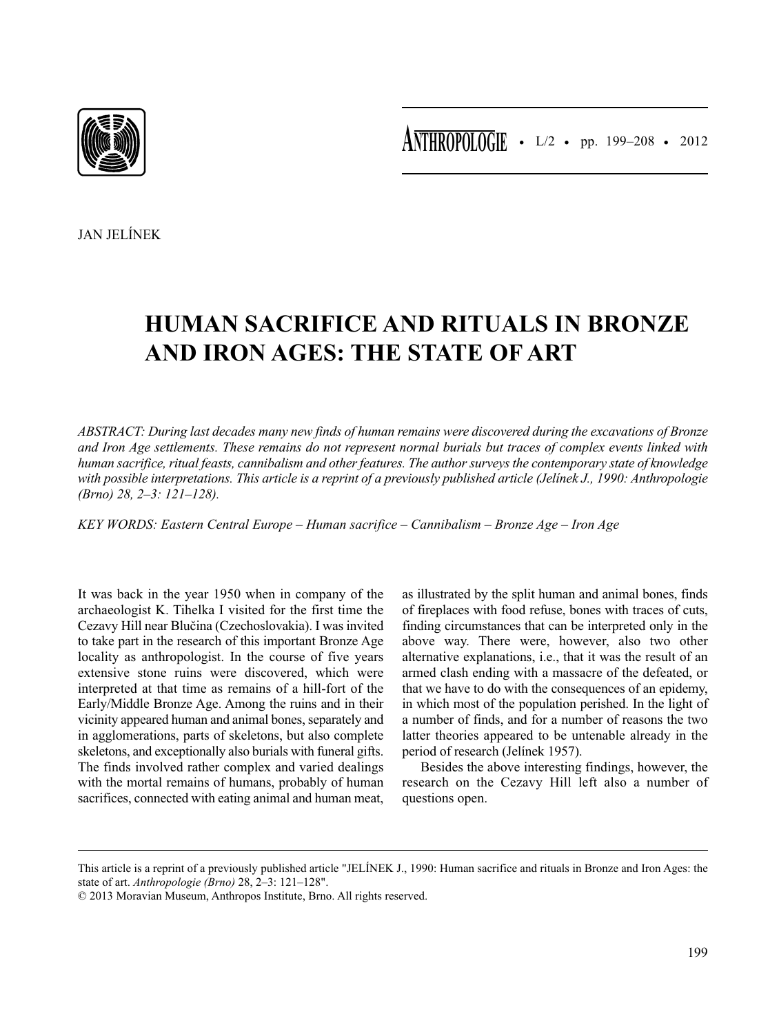JAN JELÍNEK

# HUMAN SACRIFICE AND RITUALS IN BRONZE AND IRON AGES: THE STATE OF ART

*ABSTRACT: During last decades many new finds of human remains were discovered during the excavations of Bronze and Iron Age settlements. These remains do not represent normal burials but traces of complex events linked with human sacrifice, ritual feasts, cannibalism and other features. The author surveys the contemporary state of knowledge with possible interpretations. This article is a reprint of a previously published article (Jelínek J., 1990: Anthropologie (Brno) 28, 2–3: 121–128).*

*KEY WORDS: Eastern Central Europe – Human sacrifice – Cannibalism – Bronze Age – Iron Age*

It was back in the year 1950 when in company of the archaeologist K. Tihelka I visited for the first time the Cezavy Hill near Blučina (Czechoslovakia). I was invited to take part in the research of this important Bronze Age locality as anthropologist. In the course of five years extensive stone ruins were discovered, which were interpreted at that time as remains of a hill-fort of the Early/Middle Bronze Age. Among the ruins and in their vicinity appeared human and animal bones, separately and in agglomerations, parts of skeletons, but also complete skeletons, and exceptionally also burials with funeral gifts. The finds involved rather complex and varied dealings with the mortal remains of humans, probably of human sacrifices, connected with eating animal and human meat, as illustrated by the split human and animal bones, finds of fireplaces with food refuse, bones with traces of cuts, finding circumstances that can be interpreted only in the above way. There were, however, also two other alternative explanations, i.e., that it was the result of an armed clash ending with a massacre of the defeated, or that we have to do with the consequences of an epidemy, in which most of the population perished. In the light of a number of finds, and for a number of reasons the two latter theories appeared to be untenable already in the period of research (Jelínek 1957).

Besides the above interesting findings, however, the research on the Cezavy Hill left also a number of questions open.

This article is a reprint of a previously published article "JELÍNEK J., 1990: Human sacrifice and rituals in Bronze and Iron Ages: the state of art. *Anthropologie (Brno)* 28, 2–3: 121–128".

© 2013 Moravian Museum, Anthropos Institute, Brno. All rights reserved.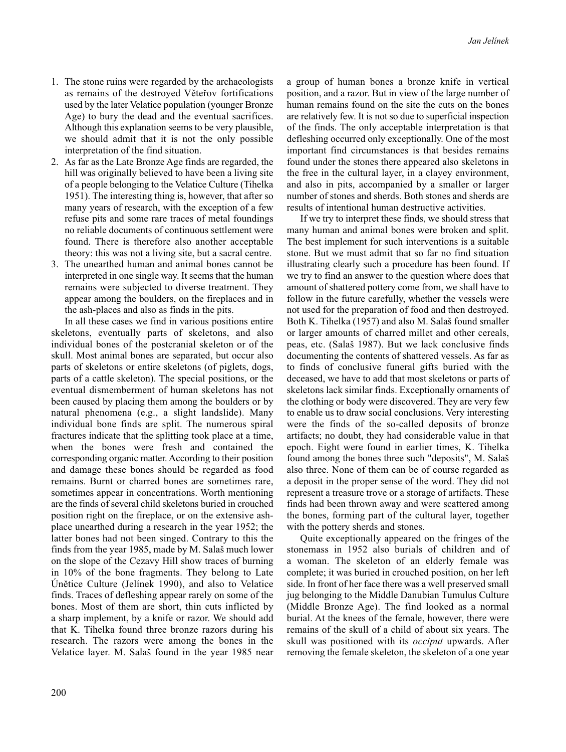1. The stone ruins were regarded by the archaeologists as remains of the destroyed Věteřov fortifications used by the later Velatice population (younger Bronze Age) to bury the dead and the eventual sacrifices. Although this explanation seems to be very plausible, we should admit that it is not the only possible interpretation of the find situation.
2. As far as the Late Bronze Age finds are regarded, the hill was originally believed to have been a living site of a people belonging to the Velatice Culture (Tihelka 1951). The interesting thing is, however, that after so many years of research, with the exception of a few refuse pits and some rare traces of metal foundings no reliable documents of continuous settlement were found. There is therefore also another acceptable theory: this was not a living site, but a sacral centre.
3. The unearthed human and animal bones cannot be interpreted in one single way. It seems that the human remains were subjected to diverse treatment. They appear among the boulders, on the fireplaces and in the ash-places and also as finds in the pits.

   In all these cases we find in various positions entire skeletons, eventually parts of skeletons, and also individual bones of the postcranial skeleton or of the skull. Most animal bones are separated, but occur also parts of skeletons or entire skeletons (of piglets, dogs, parts of a cattle skeleton). The special positions, or the eventual dismemberment of human skeletons has not been caused by placing them among the boulders or by natural phenomena (e.g., a slight landslide). Many individual bone finds are split. The numerous spiral fractures indicate that the splitting took place at a time, when the bones were fresh and contained the corresponding organic matter. According to their position and damage these bones should be regarded as food remains. Burnt or charred bones are sometimes rare, sometimes appear in concentrations. Worth mentioning are the finds of several child skeletons buried in crouched position right on the fireplace, or on the extensive ash-place unearthed during a research in the year 1952; the latter bones had not been singed. Contrary to this the finds from the year 1985, made by M. Salaš much lower on the slope of the Cezavy Hill show traces of burning in 10% of the bone fragments. They belong to Late Únětice Culture (Jelínek 1990), and also to Velatice finds. Traces of defleshing appear rarely on some of the bones. Most of them are short, thin cuts inflicted by a sharp implement, by a knife or razor. We should add that K. Tihelka found three bronze razors during his research. The razors were among the bones in the Velatice layer. M. Salaš found in the year 1985 near a group of human bones a bronze knife in vertical position, and a razor. But in view of the large number of human remains found on the site the cuts on the bones are relatively few. It is not so due to superficial inspection of the finds. The only acceptable interpretation is that defleshing occurred only exceptionally. One of the most important find circumstances is that besides remains found under the stones there appeared also skeletons in the free in the cultural layer, in a clayey environment, and also in pits, accompanied by a smaller or larger number of stones and sherds. Both stones and sherds are results of intentional human destructive activities.

   If we try to interpret these finds, we should stress that many human and animal bones were broken and split. The best implement for such interventions is a suitable stone. But we must admit that so far no find situation illustrating clearly such a procedure has been found. If we try to find an answer to the question where does that amount of shattered pottery come from, we shall have to follow in the future carefully, whether the vessels were not used for the preparation of food and then destroyed. Both K. Tihelka (1957) and also M. Salaš found smaller or larger amounts of charred millet and other cereals, peas, etc. (Salaš 1987). But we lack conclusive finds documenting the contents of shattered vessels. As far as to finds of conclusive funeral gifts buried with the deceased, we have to add that most skeletons or parts of skeletons lack similar finds. Exceptionally ornaments of the clothing or body were discovered. They are very few to enable us to draw social conclusions. Very interesting were the finds of the so-called deposits of bronze artifacts; no doubt, they had considerable value in that epoch. Eight were found in earlier times, K. Tihelka found among the bones three such "deposits", M. Salaš also three. None of them can be of course regarded as a deposit in the proper sense of the word. They did not represent a treasure trove or a storage of artifacts. These finds had been thrown away and were scattered among the bones, forming part of the cultural layer, together with the pottery sherds and stones.

   Quite exceptionally appeared on the fringes of the stonemass in 1952 also burials of children and of a woman. The skeleton of an elderly female was complete; it was buried in crouched position, on her left side. In front of her face there was a well preserved small jug belonging to the Middle Danubian Tumulus Culture (Middle Bronze Age). The find looked as a normal burial. At the knees of the female, however, there were remains of the skull of a child of about six years. The skull was positioned with its *occiput* upwards. After removing the female skeleton, the skeleton of a one year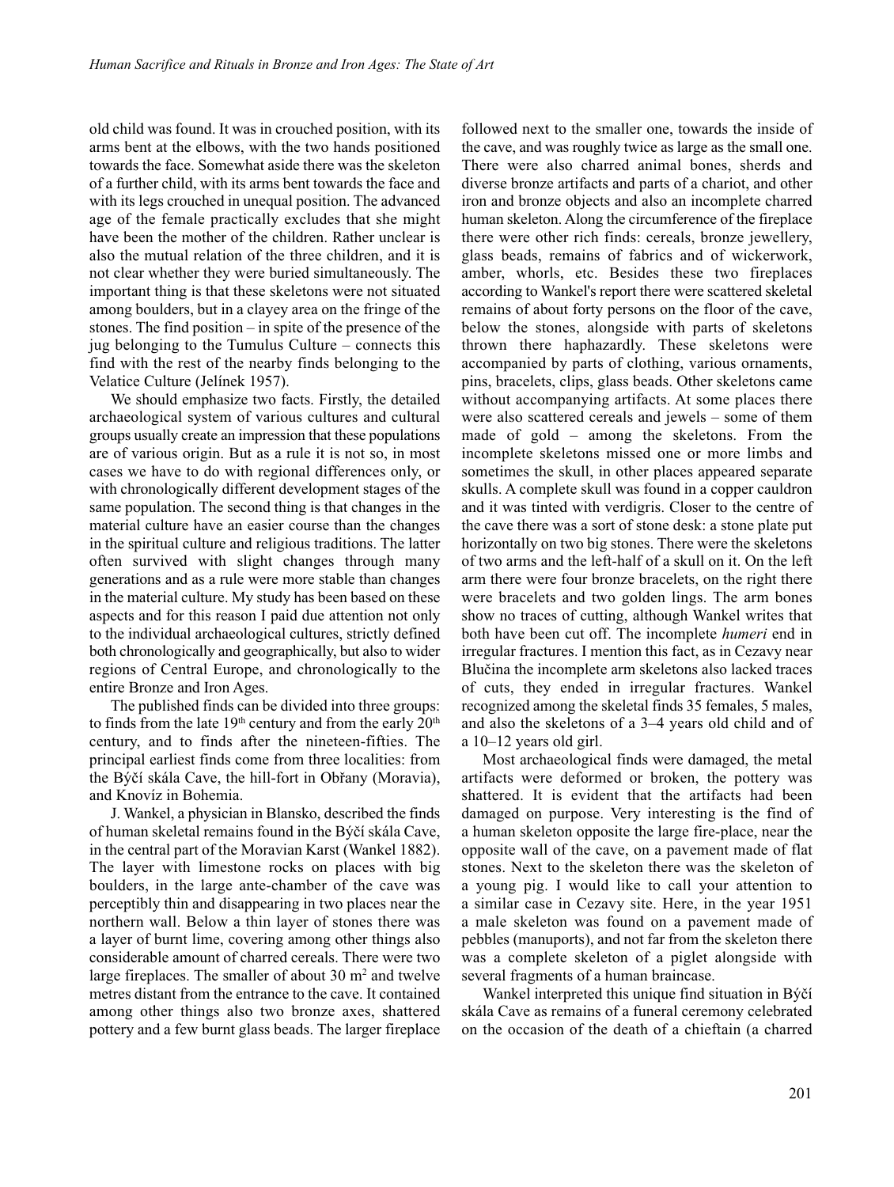old child was found. It was in crouched position, with its arms bent at the elbows, with the two hands positioned towards the face. Somewhat aside there was the skeleton of a further child, with its arms bent towards the face and with its legs crouched in unequal position. The advanced age of the female practically excludes that she might have been the mother of the children. Rather unclear is also the mutual relation of the three children, and it is not clear whether they were buried simultaneously. The important thing is that these skeletons were not situated among boulders, but in a clayey area on the fringe of the stones. The find position – in spite of the presence of the jug belonging to the Tumulus Culture – connects this find with the rest of the nearby finds belonging to the Velatice Culture (Jelínek 1957).

We should emphasize two facts. Firstly, the detailed archaeological system of various cultures and cultural groups usually create an impression that these populations are of various origin. But as a rule it is not so, in most cases we have to do with regional differences only, or with chronologically different development stages of the same population. The second thing is that changes in the material culture have an easier course than the changes in the spiritual culture and religious traditions. The latter often survived with slight changes through many generations and as a rule were more stable than changes in the material culture. My study has been based on these aspects and for this reason I paid due attention not only to the individual archaeological cultures, strictly defined both chronologically and geographically, but also to wider regions of Central Europe, and chronologically to the entire Bronze and Iron Ages.

The published finds can be divided into three groups: to finds from the late 19th century and from the early 20th century, and to finds after the nineteen-fifties. The principal earliest finds come from three localities: from the Býčí skála Cave, the hill-fort in Obřany (Moravia), and Knovíz in Bohemia.

J. Wankel, a physician in Blansko, described the finds of human skeletal remains found in the Býčí skála Cave, in the central part of the Moravian Karst (Wankel 1882). The layer with limestone rocks on places with big boulders, in the large ante-chamber of the cave was perceptibly thin and disappearing in two places near the northern wall. Below a thin layer of stones there was a layer of burnt lime, covering among other things also considerable amount of charred cereals. There were two large fireplaces. The smaller of about 30 m$^2$ and twelve metres distant from the entrance to the cave. It contained among other things also two bronze axes, shattered pottery and a few burnt glass beads. The larger fireplace followed next to the smaller one, towards the inside of the cave, and was roughly twice as large as the small one. There were also charred animal bones, sherds and diverse bronze artifacts and parts of a chariot, and other iron and bronze objects and also an incomplete charred human skeleton. Along the circumference of the fireplace there were other rich finds: cereals, bronze jewellery, glass beads, remains of fabrics and of wickerwork, amber, whorls, etc. Besides these two fireplaces according to Wankel's report there were scattered skeletal remains of about forty persons on the floor of the cave, below the stones, alongside with parts of skeletons thrown there haphazardly. These skeletons were accompanied by parts of clothing, various ornaments, pins, bracelets, clips, glass beads. Other skeletons came without accompanying artifacts. At some places there were also scattered cereals and jewels – some of them made of gold – among the skeletons. From the incomplete skeletons missed one or more limbs and sometimes the skull, in other places appeared separate skulls. A complete skull was found in a copper cauldron and it was tinted with verdigris. Closer to the centre of the cave there was a sort of stone desk: a stone plate put horizontally on two big stones. There were the skeletons of two arms and the left-half of a skull on it. On the left arm there were four bronze bracelets, on the right there were bracelets and two golden lings. The arm bones show no traces of cutting, although Wankel writes that both have been cut off. The incomplete *humeri* end in irregular fractures. I mention this fact, as in Cezavy near Blučina the incomplete arm skeletons also lacked traces of cuts, they ended in irregular fractures. Wankel recognized among the skeletal finds 35 females, 5 males, and also the skeletons of a 3–4 years old child and of a 10–12 years old girl.

Most archaeological finds were damaged, the metal artifacts were deformed or broken, the pottery was shattered. It is evident that the artifacts had been damaged on purpose. Very interesting is the find of a human skeleton opposite the large fire-place, near the opposite wall of the cave, on a pavement made of flat stones. Next to the skeleton there was the skeleton of a young pig. I would like to call your attention to a similar case in Cezavy site. Here, in the year 1951 a male skeleton was found on a pavement made of pebbles (manuports), and not far from the skeleton there was a complete skeleton of a piglet alongside with several fragments of a human braincase.

Wankel interpreted this unique find situation in Býčí skála Cave as remains of a funeral ceremony celebrated on the occasion of the death of a chieftain (a charred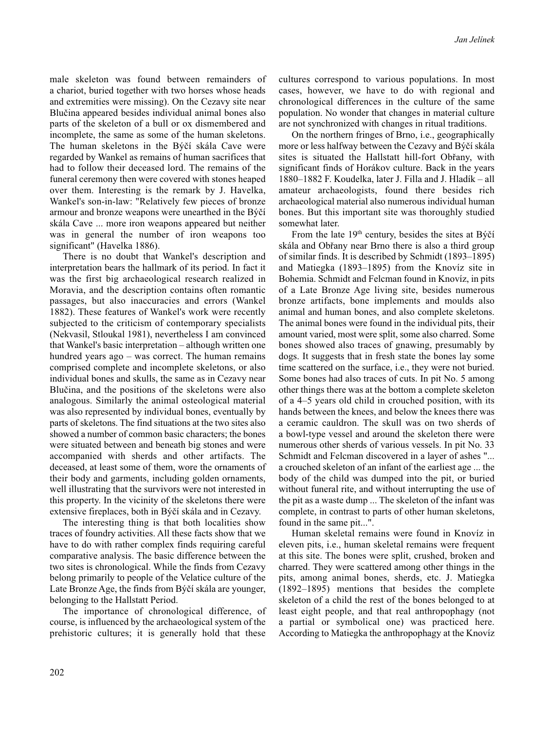male skeleton was found between remainders of a chariot, buried together with two horses whose heads and extremities were missing). On the Cezavy site near Blučina appeared besides individual animal bones also parts of the skeleton of a bull or ox dismembered and incomplete, the same as some of the human skeletons. The human skeletons in the Býčí skála Cave were regarded by Wankel as remains of human sacrifices that had to follow their deceased lord. The remains of the funeral ceremony then were covered with stones heaped over them. Interesting is the remark by J. Havelka, Wankel's son-in-law: "Relatively few pieces of bronze armour and bronze weapons were unearthed in the Býčí skála Cave ... more iron weapons appeared but neither was in general the number of iron weapons too significant" (Havelka 1886).

There is no doubt that Wankel's description and interpretation bears the hallmark of its period. In fact it was the first big archaeological research realized in Moravia, and the description contains often romantic passages, but also inaccuracies and errors (Wankel 1882). These features of Wankel's work were recently subjected to the criticism of contemporary specialists (Nekvasil, Stloukal 1981), nevertheless I am convinced that Wankel's basic interpretation – although written one hundred years ago – was correct. The human remains comprised complete and incomplete skeletons, or also individual bones and skulls, the same as in Cezavy near Blučina, and the positions of the skeletons were also analogous. Similarly the animal osteological material was also represented by individual bones, eventually by parts of skeletons. The find situations at the two sites also showed a number of common basic characters; the bones were situated between and beneath big stones and were accompanied with sherds and other artifacts. The deceased, at least some of them, wore the ornaments of their body and garments, including golden ornaments, well illustrating that the survivors were not interested in this property. In the vicinity of the skeletons there were extensive fireplaces, both in Býčí skála and in Cezavy.

The interesting thing is that both localities show traces of foundry activities. All these facts show that we have to do with rather complex finds requiring careful comparative analysis. The basic difference between the two sites is chronological. While the finds from Cezavy belong primarily to people of the Velatice culture of the Late Bronze Age, the finds from Býčí skála are younger, belonging to the Hallstatt Period.

The importance of chronological difference, of course, is influenced by the archaeological system of the prehistoric cultures; it is generally hold that these cultures correspond to various populations. In most cases, however, we have to do with regional and chronological differences in the culture of the same population. No wonder that changes in material culture are not synchronized with changes in ritual traditions.

On the northern fringes of Brno, i.e., geographically more or less halfway between the Cezavy and Býčí skála sites is situated the Hallstatt hill-fort Obřany, with significant finds of Horákov culture. Back in the years 1880–1882 F. Koudelka, later J. Filla and J. Hladík – all amateur archaeologists, found there besides rich archaeological material also numerous individual human bones. But this important site was thoroughly studied somewhat later.

From the late 19th century, besides the sites at Býčí skála and Obřany near Brno there is also a third group of similar finds. It is described by Schmidt (1893–1895) and Matiegka (1893–1895) from the Knovíz site in Bohemia. Schmidt and Felcman found in Knovíz, in pits of a Late Bronze Age living site, besides numerous bronze artifacts, bone implements and moulds also animal and human bones, and also complete skeletons. The animal bones were found in the individual pits, their amount varied, most were split, some also charred. Some bones showed also traces of gnawing, presumably by dogs. It suggests that in fresh state the bones lay some time scattered on the surface, i.e., they were not buried. Some bones had also traces of cuts. In pit No. 5 among other things there was at the bottom a complete skeleton of a 4–5 years old child in crouched position, with its hands between the knees, and below the knees there was a ceramic cauldron. The skull was on two sherds of a bowl-type vessel and around the skeleton there were numerous other sherds of various vessels. In pit No. 33 Schmidt and Felcman discovered in a layer of ashes "... a crouched skeleton of an infant of the earliest age ... the body of the child was dumped into the pit, or buried without funeral rite, and without interrupting the use of the pit as a waste dump ... The skeleton of the infant was complete, in contrast to parts of other human skeletons, found in the same pit...".

Human skeletal remains were found in Knovíz in eleven pits, i.e., human skeletal remains were frequent at this site. The bones were split, crushed, broken and charred. They were scattered among other things in the pits, among animal bones, sherds, etc. J. Matiegka (1892–1895) mentions that besides the complete skeleton of a child the rest of the bones belonged to at least eight people, and that real anthropophagy (not a partial or symbolical one) was practiced here. According to Matiegka the anthropophagy at the Knovíz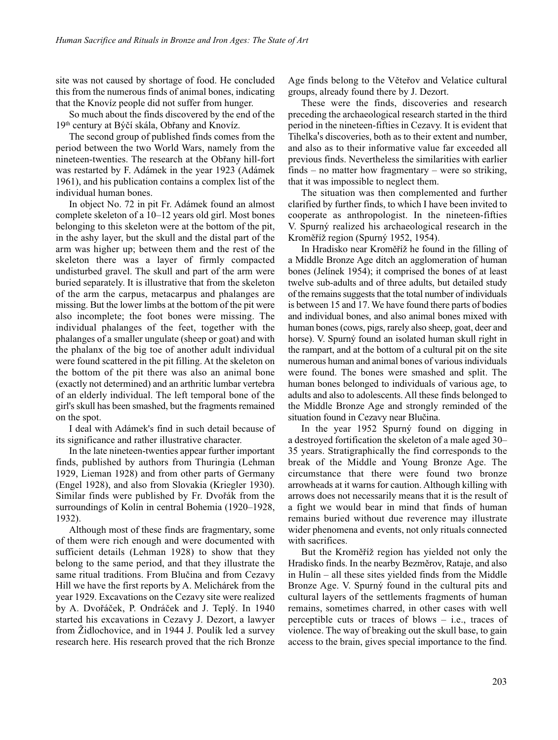site was not caused by shortage of food. He concluded this from the numerous finds of animal bones, indicating that the Knovíz people did not suffer from hunger.

So much about the finds discovered by the end of the 19th century at Býčí skála, Obřany and Knovíz.

The second group of published finds comes from the period between the two World Wars, namely from the nineteen-twenties. The research at the Obřany hill-fort was restarted by F. Adámek in the year 1923 (Adámek 1961), and his publication contains a complex list of the individual human bones.

In object No. 72 in pit Fr. Adámek found an almost complete skeleton of a 10–12 years old girl. Most bones belonging to this skeleton were at the bottom of the pit, in the ashy layer, but the skull and the distal part of the arm was higher up; between them and the rest of the skeleton there was a layer of firmly compacted undisturbed gravel. The skull and part of the arm were buried separately. It is illustrative that from the skeleton of the arm the carpus, metacarpus and phalanges are missing. But the lower limbs at the bottom of the pit were also incomplete; the foot bones were missing. The individual phalanges of the feet, together with the phalanges of a smaller ungulate (sheep or goat) and with the phalanx of the big toe of another adult individual were found scattered in the pit filling. At the skeleton on the bottom of the pit there was also an animal bone (exactly not determined) and an arthritic lumbar vertebra of an elderly individual. The left temporal bone of the girl's skull has been smashed, but the fragments remained on the spot.

I deal with Adámek's find in such detail because of its significance and rather illustrative character.

In the late nineteen-twenties appear further important finds, published by authors from Thuringia (Lehman 1929, Lieman 1928) and from other parts of Germany (Engel 1928), and also from Slovakia (Kriegler 1930). Similar finds were published by Fr. Dvořák from the surroundings of Kolín in central Bohemia (1920–1928, 1932).

Although most of these finds are fragmentary, some of them were rich enough and were documented with sufficient details (Lehman 1928) to show that they belong to the same period, and that they illustrate the same ritual traditions. From Blučina and from Cezavy Hill we have the first reports by A. Melichárek from the year 1929. Excavations on the Cezavy site were realized by A. Dvořáček, P. Ondráček and J. Teplý. In 1940 started his excavations in Cezavy J. Dezort, a lawyer from Židlochovice, and in 1944 J. Poulík led a survey research here. His research proved that the rich Bronze Age finds belong to the Věteřov and Velatice cultural groups, already found there by J. Dezort.

These were the finds, discoveries and research preceding the archaeological research started in the third period in the nineteen-fifties in Cezavy. It is evident that Tihelka's discoveries, both as to their extent and number, and also as to their informative value far exceeded all previous finds. Nevertheless the similarities with earlier finds – no matter how fragmentary – were so striking, that it was impossible to neglect them.

The situation was then complemented and further clarified by further finds, to which I have been invited to cooperate as anthropologist. In the nineteen-fifties V. Spurný realized his archaeological research in the Kroměříž region (Spurný 1952, 1954).

In Hradisko near Kroměříž he found in the filling of a Middle Bronze Age ditch an agglomeration of human bones (Jelínek 1954); it comprised the bones of at least twelve sub-adults and of three adults, but detailed study of the remains suggests that the total number of individuals is between 15 and 17. We have found there parts of bodies and individual bones, and also animal bones mixed with human bones (cows, pigs, rarely also sheep, goat, deer and horse). V. Spurný found an isolated human skull right in the rampart, and at the bottom of a cultural pit on the site numerous human and animal bones of various individuals were found. The bones were smashed and split. The human bones belonged to individuals of various age, to adults and also to adolescents. All these finds belonged to the Middle Bronze Age and strongly reminded of the situation found in Cezavy near Blučina.

In the year 1952 Spurný found on digging in a destroyed fortification the skeleton of a male aged 30–35 years. Stratigraphically the find corresponds to the break of the Middle and Young Bronze Age. The circumstance that there were found two bronze arrowheads at it warns for caution. Although killing with arrows does not necessarily means that it is the result of a fight we would bear in mind that finds of human remains buried without due reverence may illustrate wider phenomena and events, not only rituals connected with sacrifices.

But the Kroměříž region has yielded not only the Hradisko finds. In the nearby Bezměrov, Rataje, and also in Hulín – all these sites yielded finds from the Middle Bronze Age. V. Spurný found in the cultural pits and cultural layers of the settlements fragments of human remains, sometimes charred, in other cases with well perceptible cuts or traces of blows – i.e., traces of violence. The way of breaking out the skull base, to gain access to the brain, gives special importance to the find.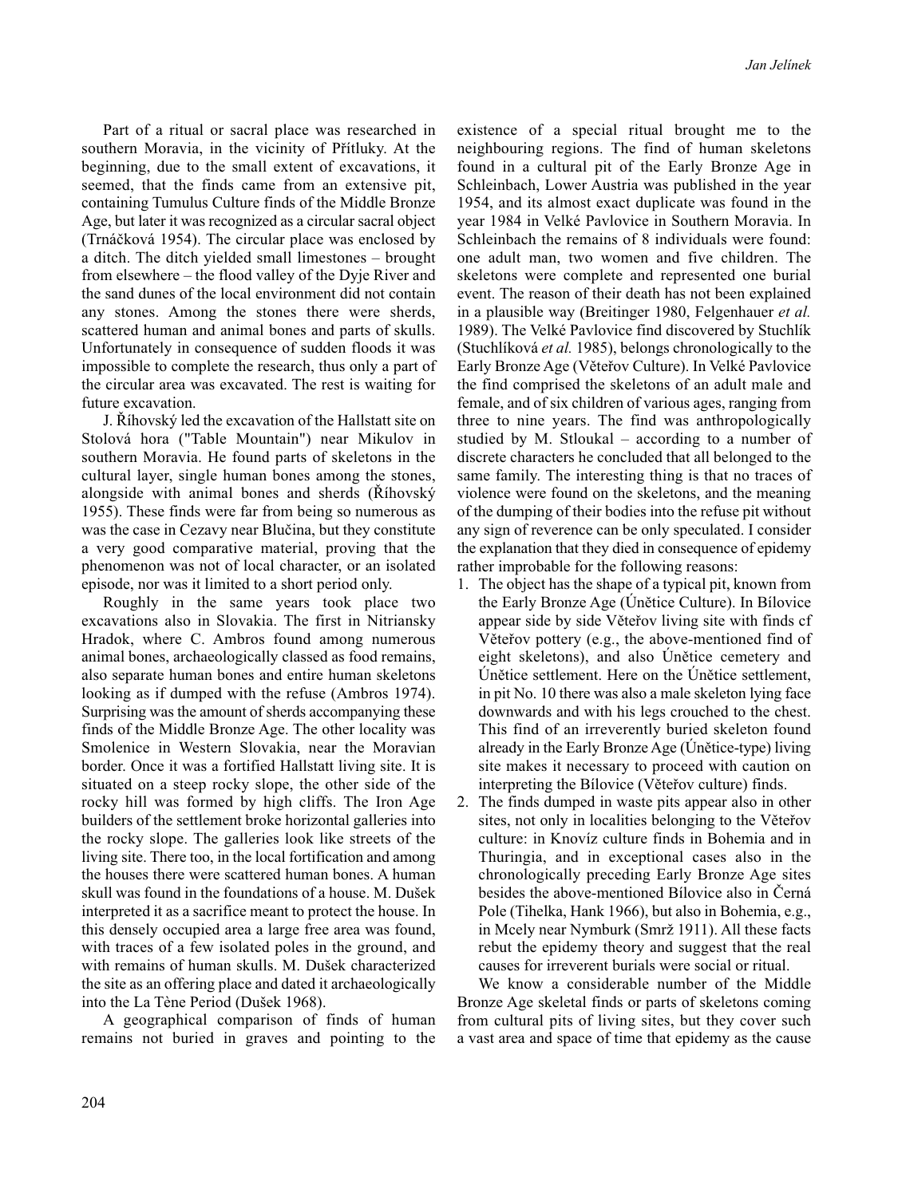Part of a ritual or sacral place was researched in southern Moravia, in the vicinity of Přítluky. At the beginning, due to the small extent of excavations, it seemed, that the finds came from an extensive pit, containing Tumulus Culture finds of the Middle Bronze Age, but later it was recognized as a circular sacral object (Trnáčková 1954). The circular place was enclosed by a ditch. The ditch yielded small limestones – brought from elsewhere – the flood valley of the Dyje River and the sand dunes of the local environment did not contain any stones. Among the stones there were sherds, scattered human and animal bones and parts of skulls. Unfortunately in consequence of sudden floods it was impossible to complete the research, thus only a part of the circular area was excavated. The rest is waiting for future excavation.

J. Říhovský led the excavation of the Hallstatt site on Stolová hora ("Table Mountain") near Mikulov in southern Moravia. He found parts of skeletons in the cultural layer, single human bones among the stones, alongside with animal bones and sherds (Říhovský 1955). These finds were far from being so numerous as was the case in Cezavy near Blučina, but they constitute a very good comparative material, proving that the phenomenon was not of local character, or an isolated episode, nor was it limited to a short period only.

Roughly in the same years took place two excavations also in Slovakia. The first in Nitriansky Hradok, where C. Ambros found among numerous animal bones, archaeologically classed as food remains, also separate human bones and entire human skeletons looking as if dumped with the refuse (Ambros 1974). Surprising was the amount of sherds accompanying these finds of the Middle Bronze Age. The other locality was Smolenice in Western Slovakia, near the Moravian border. Once it was a fortified Hallstatt living site. It is situated on a steep rocky slope, the other side of the rocky hill was formed by high cliffs. The Iron Age builders of the settlement broke horizontal galleries into the rocky slope. The galleries look like streets of the living site. There too, in the local fortification and among the houses there were scattered human bones. A human skull was found in the foundations of a house. M. Dušek interpreted it as a sacrifice meant to protect the house. In this densely occupied area a large free area was found, with traces of a few isolated poles in the ground, and with remains of human skulls. M. Dušek characterized the site as an offering place and dated it archaeologically into the La Tène Period (Dušek 1968).

A geographical comparison of finds of human remains not buried in graves and pointing to the existence of a special ritual brought me to the neighbouring regions. The find of human skeletons found in a cultural pit of the Early Bronze Age in Schleinbach, Lower Austria was published in the year 1954, and its almost exact duplicate was found in the year 1984 in Velké Pavlovice in Southern Moravia. In Schleinbach the remains of 8 individuals were found: one adult man, two women and five children. The skeletons were complete and represented one burial event. The reason of their death has not been explained in a plausible way (Breitinger 1980, Felgenhauer *et al.* 1989). The Velké Pavlovice find discovered by Stuchlík (Stuchlíková *et al.* 1985), belongs chronologically to the Early Bronze Age (Věteřov Culture). In Velké Pavlovice the find comprised the skeletons of an adult male and female, and of six children of various ages, ranging from three to nine years. The find was anthropologically studied by M. Stloukal – according to a number of discrete characters he concluded that all belonged to the same family. The interesting thing is that no traces of violence were found on the skeletons, and the meaning of the dumping of their bodies into the refuse pit without any sign of reverence can be only speculated. I consider the explanation that they died in consequence of epidemy rather improbable for the following reasons:

1. The object has the shape of a typical pit, known from the Early Bronze Age (Únětice Culture). In Bílovice appear side by side Věteřov living site with finds cf Věteřov pottery (e.g., the above-mentioned find of eight skeletons), and also Únětice cemetery and Únětice settlement. Here on the Únětice settlement, in pit No. 10 there was also a male skeleton lying face downwards and with his legs crouched to the chest. This find of an irreverently buried skeleton found already in the Early Bronze Age (Únětice-type) living site makes it necessary to proceed with caution on interpreting the Bílovice (Věteřov culture) finds.
2. The finds dumped in waste pits appear also in other sites, not only in localities belonging to the Věteřov culture: in Knovíz culture finds in Bohemia and in Thuringia, and in exceptional cases also in the chronologically preceding Early Bronze Age sites besides the above-mentioned Bílovice also in Černá Pole (Tihelka, Hank 1966), but also in Bohemia, e.g., in Mcely near Nymburk (Smrž 1911). All these facts rebut the epidemy theory and suggest that the real causes for irreverent burials were social or ritual.

We know a considerable number of the Middle Bronze Age skeletal finds or parts of skeletons coming from cultural pits of living sites, but they cover such a vast area and space of time that epidemy as the cause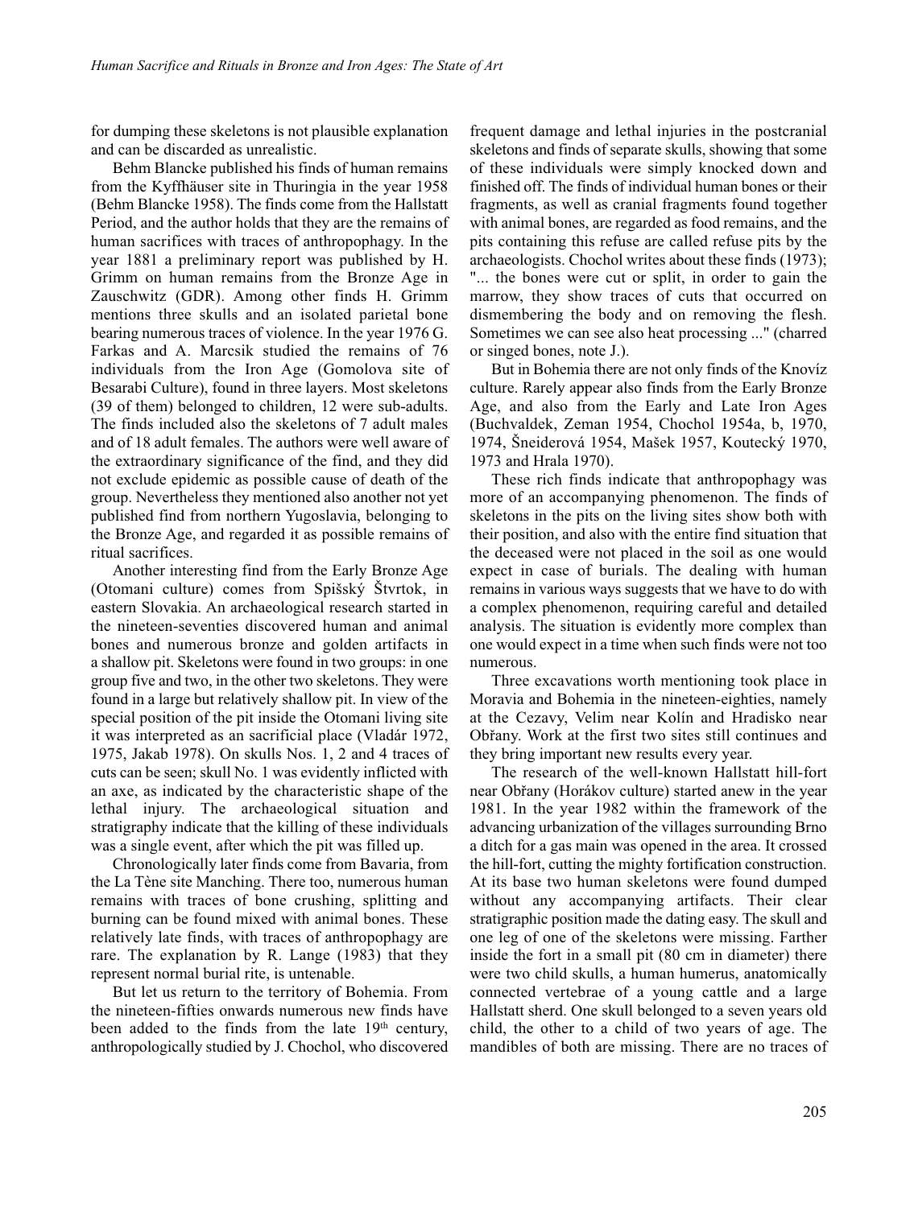for dumping these skeletons is not plausible explanation and can be discarded as unrealistic.

Behm Blancke published his finds of human remains from the Kyffhäuser site in Thuringia in the year 1958 (Behm Blancke 1958). The finds come from the Hallstatt Period, and the author holds that they are the remains of human sacrifices with traces of anthropophagy. In the year 1881 a preliminary report was published by H. Grimm on human remains from the Bronze Age in Zauschwitz (GDR). Among other finds H. Grimm mentions three skulls and an isolated parietal bone bearing numerous traces of violence. In the year 1976 G. Farkas and A. Marcsik studied the remains of 76 individuals from the Iron Age (Gomolova site of Besarabi Culture), found in three layers. Most skeletons (39 of them) belonged to children, 12 were sub-adults. The finds included also the skeletons of 7 adult males and of 18 adult females. The authors were well aware of the extraordinary significance of the find, and they did not exclude epidemic as possible cause of death of the group. Nevertheless they mentioned also another not yet published find from northern Yugoslavia, belonging to the Bronze Age, and regarded it as possible remains of ritual sacrifices.

Another interesting find from the Early Bronze Age (Otomani culture) comes from Spišský Štvrtok, in eastern Slovakia. An archaeological research started in the nineteen-seventies discovered human and animal bones and numerous bronze and golden artifacts in a shallow pit. Skeletons were found in two groups: in one group five and two, in the other two skeletons. They were found in a large but relatively shallow pit. In view of the special position of the pit inside the Otomani living site it was interpreted as an sacrificial place (Vladár 1972, 1975, Jakab 1978). On skulls Nos. 1, 2 and 4 traces of cuts can be seen; skull No. 1 was evidently inflicted with an axe, as indicated by the characteristic shape of the lethal injury. The archaeological situation and stratigraphy indicate that the killing of these individuals was a single event, after which the pit was filled up.

Chronologically later finds come from Bavaria, from the La Tène site Manching. There too, numerous human remains with traces of bone crushing, splitting and burning can be found mixed with animal bones. These relatively late finds, with traces of anthropophagy are rare. The explanation by R. Lange (1983) that they represent normal burial rite, is untenable.

But let us return to the territory of Bohemia. From the nineteen-fifties onwards numerous new finds have been added to the finds from the late 19th century, anthropologically studied by J. Chochol, who discovered frequent damage and lethal injuries in the postcranial skeletons and finds of separate skulls, showing that some of these individuals were simply knocked down and finished off. The finds of individual human bones or their fragments, as well as cranial fragments found together with animal bones, are regarded as food remains, and the pits containing this refuse are called refuse pits by the archaeologists. Chochol writes about these finds (1973); "... the bones were cut or split, in order to gain the marrow, they show traces of cuts that occurred on dismembering the body and on removing the flesh. Sometimes we can see also heat processing ..." (charred or singed bones, note J.).

But in Bohemia there are not only finds of the Knovíz culture. Rarely appear also finds from the Early Bronze Age, and also from the Early and Late Iron Ages (Buchvaldek, Zeman 1954, Chochol 1954a, b, 1970, 1974, Šneiderová 1954, Mašek 1957, Koutecký 1970, 1973 and Hrala 1970).

These rich finds indicate that anthropophagy was more of an accompanying phenomenon. The finds of skeletons in the pits on the living sites show both with their position, and also with the entire find situation that the deceased were not placed in the soil as one would expect in case of burials. The dealing with human remains in various ways suggests that we have to do with a complex phenomenon, requiring careful and detailed analysis. The situation is evidently more complex than one would expect in a time when such finds were not too numerous.

Three excavations worth mentioning took place in Moravia and Bohemia in the nineteen-eighties, namely at the Cezavy, Velim near Kolín and Hradisko near Obřany. Work at the first two sites still continues and they bring important new results every year.

The research of the well-known Hallstatt hill-fort near Obřany (Horákov culture) started anew in the year 1981. In the year 1982 within the framework of the advancing urbanization of the villages surrounding Brno a ditch for a gas main was opened in the area. It crossed the hill-fort, cutting the mighty fortification construction. At its base two human skeletons were found dumped without any accompanying artifacts. Their clear stratigraphic position made the dating easy. The skull and one leg of one of the skeletons were missing. Farther inside the fort in a small pit (80 cm in diameter) there were two child skulls, a human humerus, anatomically connected vertebrae of a young cattle and a large Hallstatt sherd. One skull belonged to a seven years old child, the other to a child of two years of age. The mandibles of both are missing. There are no traces of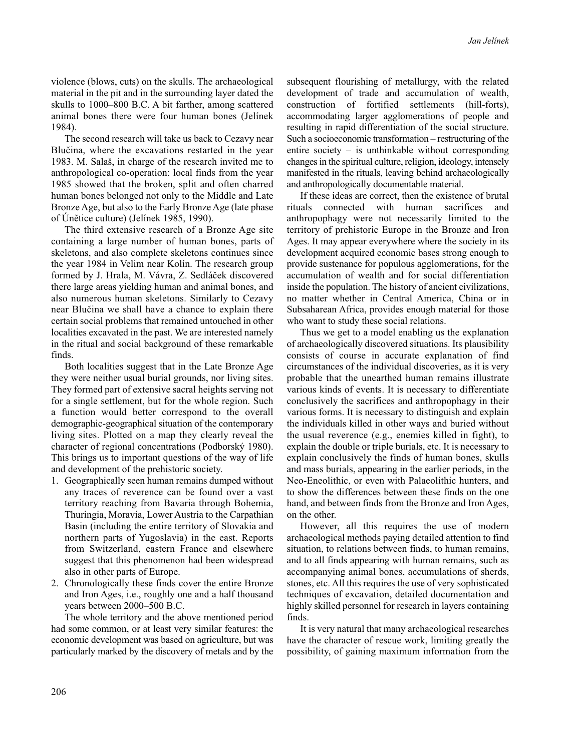violence (blows, cuts) on the skulls. The archaeological material in the pit and in the surrounding layer dated the skulls to 1000–800 B.C. A bit farther, among scattered animal bones there were four human bones (Jelínek 1984).

The second research will take us back to Cezavy near Blučina, where the excavations restarted in the year 1983. M. Salaš, in charge of the research invited me to anthropological co-operation: local finds from the year 1985 showed that the broken, split and often charred human bones belonged not only to the Middle and Late Bronze Age, but also to the Early Bronze Age (late phase of Únětice culture) (Jelínek 1985, 1990).

The third extensive research of a Bronze Age site containing a large number of human bones, parts of skeletons, and also complete skeletons continues since the year 1984 in Velim near Kolín. The research group formed by J. Hrala, M. Vávra, Z. Sedláček discovered there large areas yielding human and animal bones, and also numerous human skeletons. Similarly to Cezavy near Blučina we shall have a chance to explain there certain social problems that remained untouched in other localities excavated in the past. We are interested namely in the ritual and social background of these remarkable finds.

Both localities suggest that in the Late Bronze Age they were neither usual burial grounds, nor living sites. They formed part of extensive sacral heights serving not for a single settlement, but for the whole region. Such a function would better correspond to the overall demographic-geographical situation of the contemporary living sites. Plotted on a map they clearly reveal the character of regional concentrations (Podborský 1980). This brings us to important questions of the way of life and development of the prehistoric society.

1. Geographically seen human remains dumped without any traces of reverence can be found over a vast territory reaching from Bavaria through Bohemia, Thuringia, Moravia, Lower Austria to the Carpathian Basin (including the entire territory of Slovakia and northern parts of Yugoslavia) in the east. Reports from Switzerland, eastern France and elsewhere suggest that this phenomenon had been widespread also in other parts of Europe.
2. Chronologically these finds cover the entire Bronze and Iron Ages, i.e., roughly one and a half thousand years between 2000–500 B.C.

The whole territory and the above mentioned period had some common, or at least very similar features: the economic development was based on agriculture, but was particularly marked by the discovery of metals and by the subsequent flourishing of metallurgy, with the related development of trade and accumulation of wealth, construction of fortified settlements (hill-forts), accommodating larger agglomerations of people and resulting in rapid differentiation of the social structure. Such a socioeconomic transformation – restructuring of the entire society – is unthinkable without corresponding changes in the spiritual culture, religion, ideology, intensely manifested in the rituals, leaving behind archaeologically and anthropologically documentable material.

If these ideas are correct, then the existence of brutal rituals connected with human sacrifices and anthropophagy were not necessarily limited to the territory of prehistoric Europe in the Bronze and Iron Ages. It may appear everywhere where the society in its development acquired economic bases strong enough to provide sustenance for populous agglomerations, for the accumulation of wealth and for social differentiation inside the population. The history of ancient civilizations, no matter whether in Central America, China or in Subsaharean Africa, provides enough material for those who want to study these social relations.

Thus we get to a model enabling us the explanation of archaeologically discovered situations. Its plausibility consists of course in accurate explanation of find circumstances of the individual discoveries, as it is very probable that the unearthed human remains illustrate various kinds of events. It is necessary to differentiate conclusively the sacrifices and anthropophagy in their various forms. It is necessary to distinguish and explain the individuals killed in other ways and buried without the usual reverence (e.g., enemies killed in fight), to explain the double or triple burials, etc. It is necessary to explain conclusively the finds of human bones, skulls and mass burials, appearing in the earlier periods, in the Neo-Eneolithic, or even with Palaeolithic hunters, and to show the differences between these finds on the one hand, and between finds from the Bronze and Iron Ages, on the other.

However, all this requires the use of modern archaeological methods paying detailed attention to find situation, to relations between finds, to human remains, and to all finds appearing with human remains, such as accompanying animal bones, accumulations of sherds, stones, etc. All this requires the use of very sophisticated techniques of excavation, detailed documentation and highly skilled personnel for research in layers containing finds.

It is very natural that many archaeological researches have the character of rescue work, limiting greatly the possibility, of gaining maximum information from the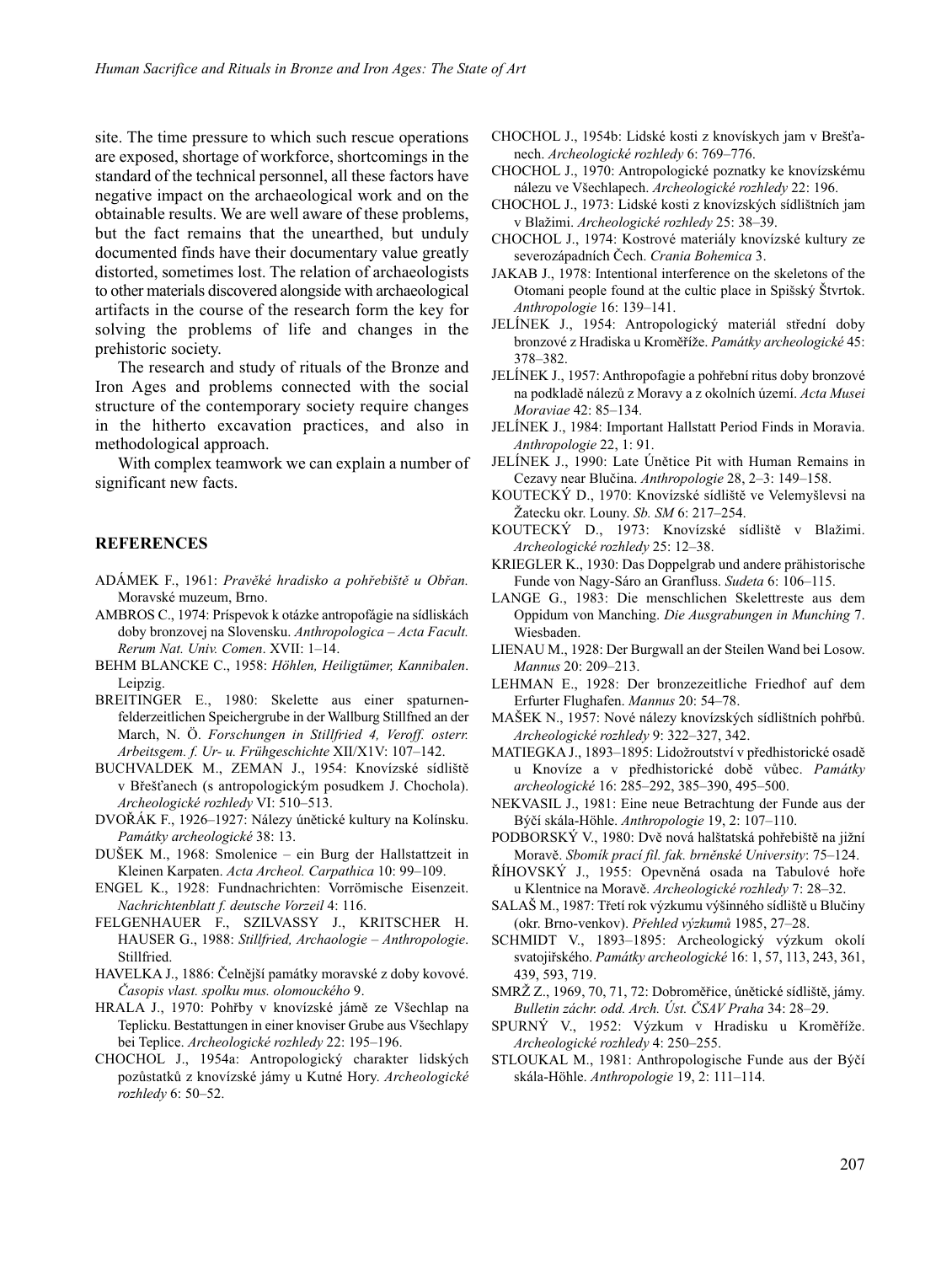site. The time pressure to which such rescue operations are exposed, shortage of workforce, shortcomings in the standard of the technical personnel, all these factors have negative impact on the archaeological work and on the obtainable results. We are well aware of these problems, but the fact remains that the unearthed, but unduly documented finds have their documentary value greatly distorted, sometimes lost. The relation of archaeologists to other materials discovered alongside with archaeological artifacts in the course of the research form the key for solving the problems of life and changes in the prehistoric society.

The research and study of rituals of the Bronze and Iron Ages and problems connected with the social structure of the contemporary society require changes in the hitherto excavation practices, and also in methodological approach.

With complex teamwork we can explain a number of significant new facts.

## REFERENCES

ADÁMEK F., 1961: *Pravěké hradisko a pohřebiště u Obřan.* Moravské muzeum, Brno.

AMBROS C., 1974: Príspevok k otázke antropofágie na sídliskách doby bronzovej na Slovensku. *Anthropologica – Acta Facult. Rerum Nat. Univ. Comen*. XVII: 1–14.

BEHM BLANCKE C., 1958: *Höhlen, Heiligtümer, Kannibalen*. Leipzig.

BREITINGER E., 1980: Skelette aus einer spaturnenfelderzeitlichen Speichergrube in der Wallburg Stillfned an der March, N. Ö. *Forschungen in Stillfried 4, Veroff. osterr. Arbeitsgem. f. Ur- u. Frühgeschichte* XII/X1V: 107–142.

BUCHVALDEK M., ZEMAN J., 1954: Knovízské sídliště v Břešťanech (s antropologickým posudkem J. Chochola). *Archeologické rozhledy* VI: 510–513.

DVOŘÁK F., 1926–1927: Nálezy únětické kultury na Kolínsku. *Památky archeologické* 38: 13.

DUŠEK M., 1968: Smolenice – ein Burg der Hallstattzeit in Kleinen Karpaten. *Acta Archeol. Carpathica* 10: 99–109.

ENGEL K., 1928: Fundnachrichten: Vorrömische Eisenzeit. *Nachrichtenblatt f. deutsche Vorzeil* 4: 116.

FELGENHAUER F., SZILVASSY J., KRITSCHER H. HAUSER G., 1988: *Stillfried, Archaologie – Anthropologie*. Stillfried.

HAVELKA J., 1886: Čelnější památky moravské z doby kovové. *Časopis vlast. spolku mus. olomouckého* 9.

HRALA J., 1970: Pohřby v knovízské jámě ze Všechlap na Teplicku. Bestattungen in einer knoviser Grube aus Všechlapy bei Teplice. *Archeologické rozhledy* 22: 195–196.

CHOCHOL J., 1954a: Antropologický charakter lidských pozůstatků z knovízské jámy u Kutné Hory. *Archeologické rozhledy* 6: 50–52.

CHOCHOL J., 1954b: Lidské kosti z knovískych jam v Brešťanech. *Archeologické rozhledy* 6: 769–776.

CHOCHOL J., 1970: Antropologické poznatky ke knovízskému nálezu ve Všechlapech. *Archeologické rozhledy* 22: 196.

CHOCHOL J., 1973: Lidské kosti z knovízských sídlištních jam v Blažimi. *Archeologické rozhledy* 25: 38–39.

CHOCHOL J., 1974: Kostrové materiály knovízské kultury ze severozápadních Čech. *Crania Bohemica* 3.

JAKAB J., 1978: Intentional interference on the skeletons of the Otomani people found at the cultic place in Spišský Štvrtok. *Anthropologie* 16: 139–141.

JELÍNEK J., 1954: Antropologický materiál střední doby bronzové z Hradiska u Kroměříže. *Památky archeologické* 45: 378–382.

JELÍNEK J., 1957: Anthropofagie a pohřební ritus doby bronzové na podkladě nálezů z Moravy a z okolních území. *Acta Musei Moraviae* 42: 85–134.

JELÍNEK J., 1984: Important Hallstatt Period Finds in Moravia. *Anthropologie* 22, 1: 91.

JELÍNEK J., 1990: Late Únětice Pit with Human Remains in Cezavy near Blučina. *Anthropologie* 28, 2–3: 149–158.

KOUTECKÝ D., 1970: Knovízské sídliště ve Velemyšlevsi na Žatecku okr. Louny. *Sb. SM* 6: 217–254.

KOUTECKÝ D., 1973: Knovízské sídliště v Blažimi. *Archeologické rozhledy* 25: 12–38.

KRIEGLER K., 1930: Das Doppelgrab und andere prähistorische Funde von Nagy-Sáro an Granfluss. *Sudeta* 6: 106–115.

LANGE G., 1983: Die menschlichen Skelettreste aus dem Oppidum von Manching. *Die Ausgrabungen in Munching* 7. Wiesbaden.

LIENAU M., 1928: Der Burgwall an der Steilen Wand bei Losow. *Mannus* 20: 209–213.

LEHMAN E., 1928: Der bronzezeitliche Friedhof auf dem Erfurter Flughafen. *Mannus* 20: 54–78.

MAŠEK N., 1957: Nové nálezy knovízských sídlištních pohřbů. *Archeologické rozhledy* 9: 322–327, 342.

MATIEGKA J., 1893–1895: Lidožroutství v předhistorické osadě u Knovíze a v prehistorické době vůbec. *Památky archeologické* 16: 285–292, 385–390, 495–500.

NEKVASIL J., 1981: Eine neue Betrachtung der Funde aus der Býčí skála-Höhle. *Anthropologie* 19, 2: 107–110.

PODBORSKÝ V., 1980: Dvě nová halštatská pohřebiště na jižní Moravě. *Sborník prací fil. fak. brněnské University*: 75–124.

ŘÍHOVSKÝ J., 1955: Opevněná osada na Tabulové hoře u Klentnice na Moravě. *Archeologické rozhledy* 7: 28–32.

SALAŠ M., 1987: Třetí rok výzkumu výšinného sídliště u Blučiny (okr. Brno-venkov). *Přehled výzkumů* 1985, 27–28.

SCHMIDT V., 1893–1895: Archeologický výzkum okolí svatojiřského. *Památky archeologické* 16: 1, 57, 113, 243, 361, 439, 593, 719.

SMRŽ Z., 1969, 70, 71, 72: Dobroměřice, únětické sídliště, jámy. *Bulletin záchr. odd. Arch. Úst. ČSAV Praha* 34: 28–29.

SPURNÝ V., 1952: Výzkum v Hradisku u Kroměříže. *Archeologické rozhledy* 4: 250–255.

STLOUKAL M., 1981: Anthropologische Funde aus der Býčí skála-Höhle. *Anthropologie* 19, 2: 111–114.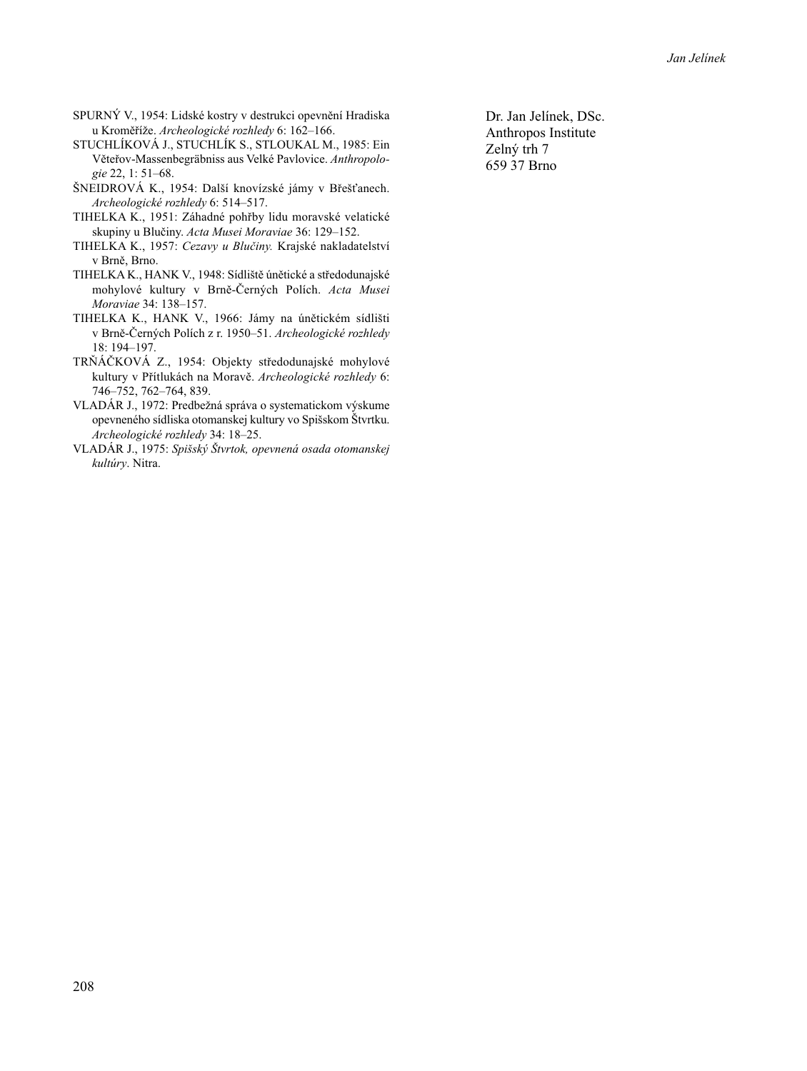SPURNÝ V., 1954: Lidské kostry v destrukci opevnění Hradiska u Kroměříže. *Archeologické rozhledy* 6: 162–166.

STUCHLÍKOVÁ J., STUCHLÍK S., STLOUKAL M., 1985: Ein Věteřov-Massenbegräbniss aus Velké Pavlovice. *Anthropologie* 22, 1: 51–68.

ŠNEIDROVÁ K., 1954: Další knovízské jámy v Břešťanech. *Archeologické rozhledy* 6: 514–517.

TIHELKA K., 1951: Záhadné pohřby lidu moravské velatické skupiny u Blučiny. *Acta Musei Moraviae* 36: 129–152.

TIHELKA K., 1957: *Cezavy u Blučiny.* Krajské nakladatelství v Brně, Brno.

TIHELKA K., HANK V., 1948: Sídliště únětické a středodunajské mohylové kultury v Brně-Černých Polích. *Acta Musei Moraviae* 34: 138–157.

TIHELKA K., HANK V., 1966: Jámy na únětickém sídlišti v Brně-Černých Polích z r. 1950–51. *Archeologické rozhledy* 18: 194–197.

TRŇÁČKOVÁ Z., 1954: Objekty středodunajské mohylové kultury v Přítlukách na Moravě. *Archeologické rozhledy* 6: 746–752, 762–764, 839.

VLADÁR J., 1972: Predbežná správa o systematickom výskume opevneného sídliska otomanskej kultury vo Spišskom Štvrtku. *Archeologické rozhledy* 34: 18–25.

VLADÁR J., 1975: *Spišský Štvrtok, opevnená osada otomanskej kultúry*. Nitra.

Dr. Jan Jelínek, DSc.
Anthropos Institute
Zelný trh 7
659 37 Brno